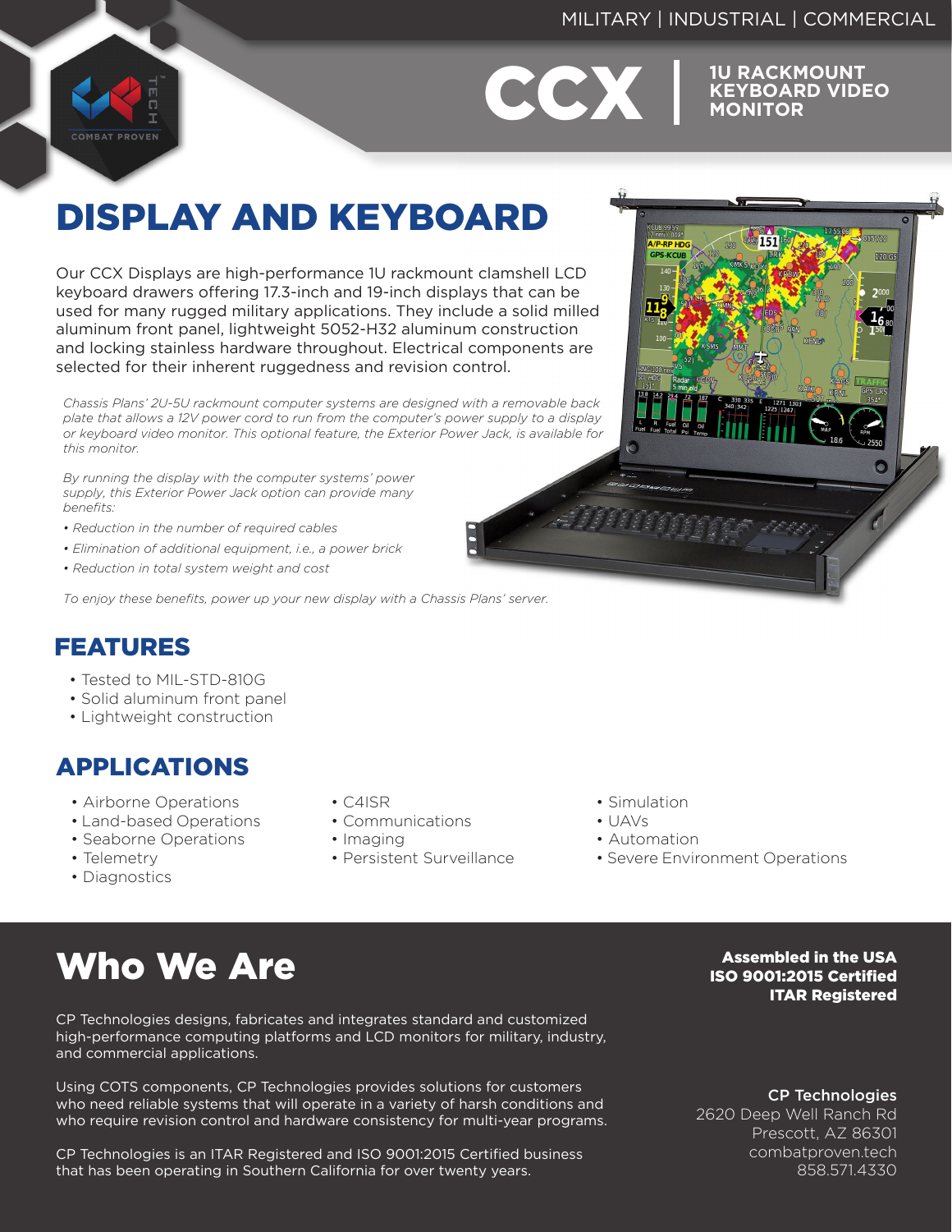MILITARY | INDUSTRIAL | COMMERCIAL

# CCX | 1U RACKMOUNT KEYBOARD VIDEO MONITOR

## DISPLAY AND KEYBOARD

Our CCX Displays are high-performance 1U rackmount clamshell LCD keyboard drawers offering 17.3-inch and 19-inch displays that can be used for many rugged military applications. They include a solid milled aluminum front panel, lightweight 5052-H32 aluminum construction and locking stainless hardware throughout. Electrical components are selected for their inherent ruggedness and revision control.

*Chassis Plans' 2U-5U rackmount computer systems are designed with a removable back plate that allows a 12V power cord to run from the computer's power supply to a display or keyboard video monitor. This optional feature, the Exterior Power Jack, is available for this monitor.*

*By running the display with the computer systems' power supply, this Exterior Power Jack option can provide many benefits:*

- *Reduction in the number of required cables*
- *Elimination of additional equipment, i.e., a power brick*
- *Reduction in total system weight and cost*

*To enjoy these benefits, power up your new display with a Chassis Plans' server.*

## FEATURES

- Tested to MIL-STD-810G
- Solid aluminum front panel
- Lightweight construction

## APPLICATIONS

- Airborne Operations
- Land-based Operations
- Seaborne Operations
- Telemetry
- Diagnostics
- C4ISR
- Communications
- Imaging
- Persistent Surveillance
- Simulation
- UAVs
- Automation
- Severe Environment Operations

# Who We Are

CP Technologies designs, fabricates and integrates standard and customized high-performance computing platforms and LCD monitors for military, industry, and commercial applications.

Using COTS components, CP Technologies provides solutions for customers who need reliable systems that will operate in a variety of harsh conditions and who require revision control and hardware consistency for multi-year programs.

CP Technologies is an ITAR Registered and ISO 9001:2015 Certified business that has been operating in Southern California for over twenty years.

**Assembled in the USA**
**ISO 9001:2015 Certified**
**ITAR Registered**

**CP Technologies**
2620 Deep Well Ranch Rd
Prescott, AZ 86301
combatproven.tech
858.571.4330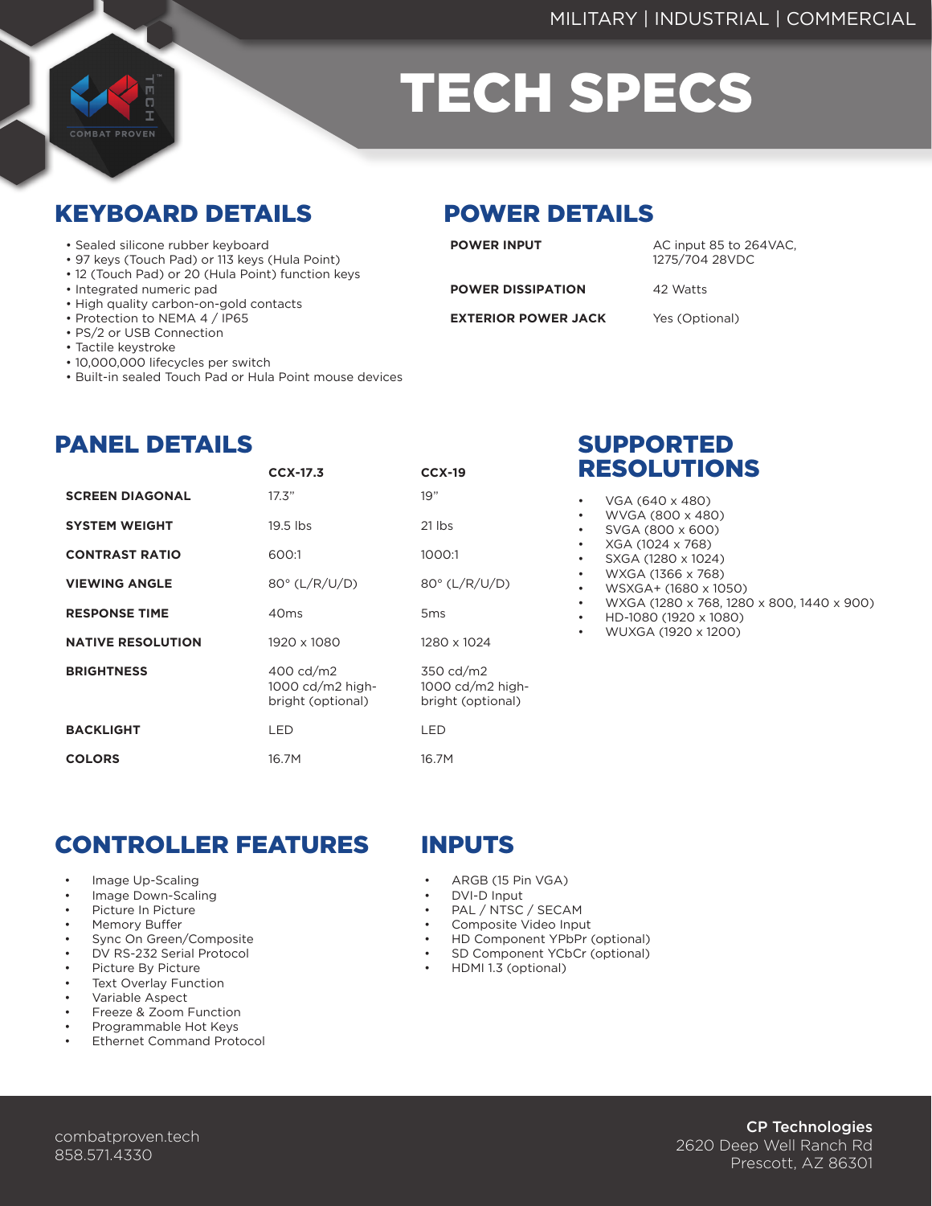MILITARY | INDUSTRIAL | COMMERCIAL

# TECH SPECS

## KEYBOARD DETAILS

- Sealed silicone rubber keyboard
- 97 keys (Touch Pad) or 113 keys (Hula Point)
- 12 (Touch Pad) or 20 (Hula Point) function keys
- Integrated numeric pad
- High quality carbon-on-gold contacts
- Protection to NEMA 4 / IP65
- PS/2 or USB Connection
- Tactile keystroke
- 10,000,000 lifecycles per switch
- Built-in sealed Touch Pad or Hula Point mouse devices

## POWER DETAILS

| | |
|---|---|
| **POWER INPUT** | AC input 85 to 264VAC, 1275/704 28VDC |
| **POWER DISSIPATION** | 42 Watts |
| **EXTERIOR POWER JACK** | Yes (Optional) |

## PANEL DETAILS

| | CCX-17.3 | CCX-19 |
|---|---|---|
| **SCREEN DIAGONAL** | 17.3” | 19” |
| **SYSTEM WEIGHT** | 19.5 lbs | 21 lbs |
| **CONTRAST RATIO** | 600:1 | 1000:1 |
| **VIEWING ANGLE** | 80° (L/R/U/D) | 80° (L/R/U/D) |
| **RESPONSE TIME** | 40ms | 5ms |
| **NATIVE RESOLUTION** | 1920 x 1080 | 1280 x 1024 |
| **BRIGHTNESS** | 400 cd/m2 1000 cd/m2 high-bright (optional) | 350 cd/m2 1000 cd/m2 high-bright (optional) |
| **BACKLIGHT** | LED | LED |
| **COLORS** | 16.7M | 16.7M |

## SUPPORTED RESOLUTIONS

- VGA (640 x 480)
- WVGA (800 x 480)
- SVGA (800 x 600)
- XGA (1024 x 768)
- SXGA (1280 x 1024)
- WXGA (1366 x 768)
- WSXGA+ (1680 x 1050)
- WXGA (1280 x 768, 1280 x 800, 1440 x 900)
- HD-1080 (1920 x 1080)
- WUXGA (1920 x 1200)

## CONTROLLER FEATURES

- Image Up-Scaling
- Image Down-Scaling
- Picture In Picture
- Memory Buffer
- Sync On Green/Composite
- DV RS-232 Serial Protocol
- Picture By Picture
- Text Overlay Function
- Variable Aspect
- Freeze & Zoom Function
- Programmable Hot Keys
- Ethernet Command Protocol

## INPUTS

- ARGB (15 Pin VGA)
- DVI-D Input
- PAL / NTSC / SECAM
- Composite Video Input
- HD Component YPbPr (optional)
- SD Component YCbCr (optional)
- HDMI 1.3 (optional)

combatproven.tech
858.571.4330

**CP Technologies**
2620 Deep Well Ranch Rd
Prescott, AZ 86301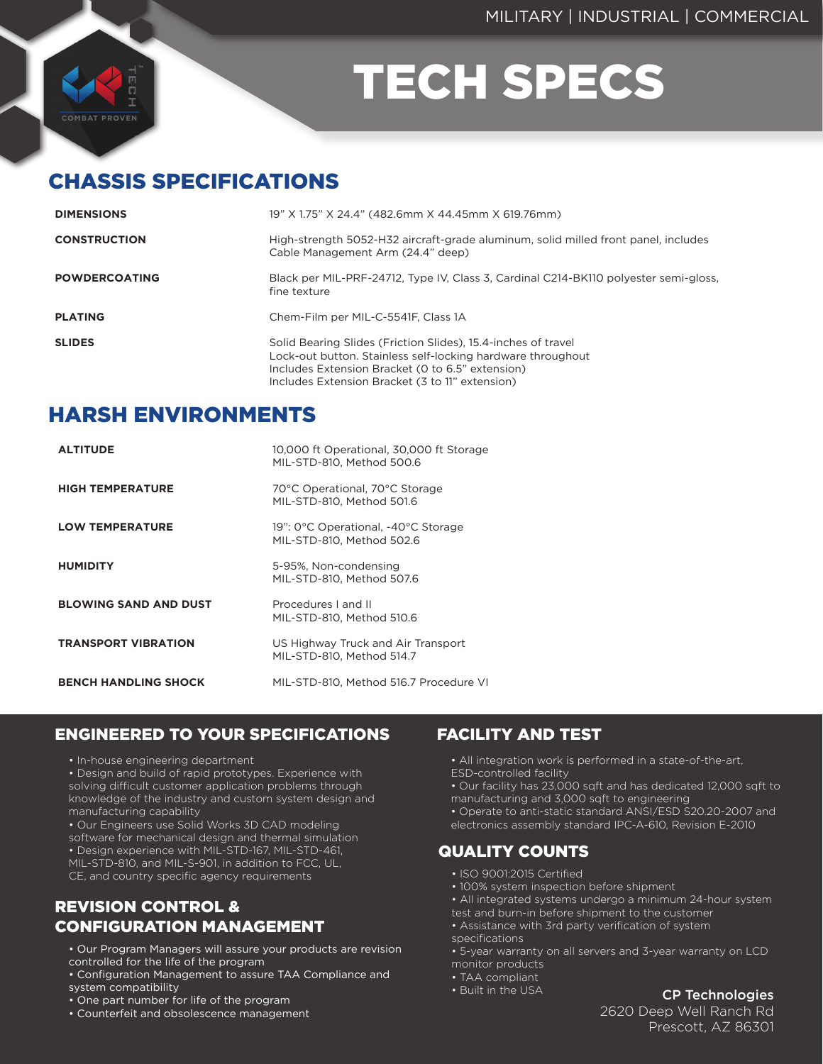MILITARY | INDUSTRIAL | COMMERCIAL

# TECH SPECS

## CHASSIS SPECIFICATIONS

| | |
|---|---|
| **DIMENSIONS** | 19" X 1.75" X 24.4" (482.6mm X 44.45mm X 619.76mm) |
| **CONSTRUCTION** | High-strength 5052-H32 aircraft-grade aluminum, solid milled front panel, includes Cable Management Arm (24.4" deep) |
| **POWDERCOATING** | Black per MIL-PRF-24712, Type IV, Class 3, Cardinal C214-BK110 polyester semi-gloss, fine texture |
| **PLATING** | Chem-Film per MIL-C-5541F, Class 1A |
| **SLIDES** | Solid Bearing Slides (Friction Slides), 15.4-inches of travel<br>Lock-out button. Stainless self-locking hardware throughout<br>Includes Extension Bracket (0 to 6.5" extension)<br>Includes Extension Bracket (3 to 11" extension) |

## HARSH ENVIRONMENTS

| | |
|---|---|
| **ALTITUDE** | 10,000 ft Operational, 30,000 ft Storage<br>MIL-STD-810, Method 500.6 |
| **HIGH TEMPERATURE** | 70°C Operational, 70°C Storage<br>MIL-STD-810, Method 501.6 |
| **LOW TEMPERATURE** | 19": 0°C Operational, -40°C Storage<br>MIL-STD-810, Method 502.6 |
| **HUMIDITY** | 5-95%, Non-condensing<br>MIL-STD-810, Method 507.6 |
| **BLOWING SAND AND DUST** | Procedures I and II<br>MIL-STD-810, Method 510.6 |
| **TRANSPORT VIBRATION** | US Highway Truck and Air Transport<br>MIL-STD-810, Method 514.7 |
| **BENCH HANDLING SHOCK** | MIL-STD-810, Method 516.7 Procedure VI |

## ENGINEERED TO YOUR SPECIFICATIONS

- In-house engineering department
- Design and build of rapid prototypes. Experience with solving difficult customer application problems through knowledge of the industry and custom system design and manufacturing capability
- Our Engineers use Solid Works 3D CAD modeling software for mechanical design and thermal simulation
- Design experience with MIL-STD-167, MIL-STD-461, MIL-STD-810, and MIL-S-901, in addition to FCC, UL, CE, and country specific agency requirements

## REVISION CONTROL & CONFIGURATION MANAGEMENT

- Our Program Managers will assure your products are revision controlled for the life of the program
- Configuration Management to assure TAA Compliance and system compatibility
- One part number for life of the program
- Counterfeit and obsolescence management

## FACILITY AND TEST

- All integration work is performed in a state-of-the-art, ESD-controlled facility
- Our facility has 23,000 sqft and has dedicated 12,000 sqft to manufacturing and 3,000 sqft to engineering
- Operate to anti-static standard ANSI/ESD S20.20-2007 and electronics assembly standard IPC-A-610, Revision E-2010

## QUALITY COUNTS

- ISO 9001:2015 Certified
- 100% system inspection before shipment
- All integrated systems undergo a minimum 24-hour system test and burn-in before shipment to the customer
- Assistance with 3rd party verification of system specifications
- 5-year warranty on all servers and 3-year warranty on LCD monitor products
- TAA compliant
- Built in the USA

**CP Technologies**
2620 Deep Well Ranch Rd
Prescott, AZ 86301